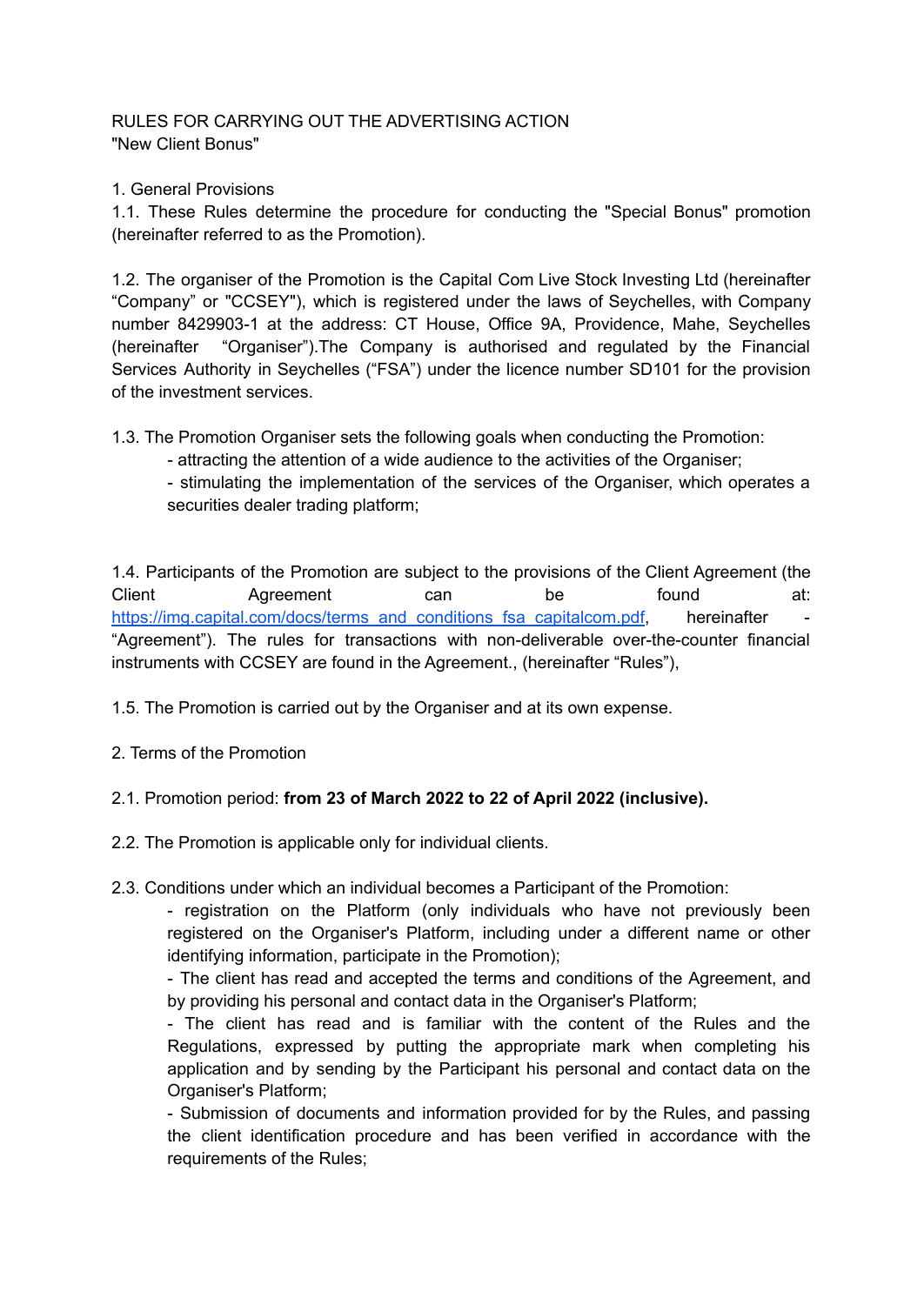RULES FOR CARRYING OUT THE ADVERTISING ACTION
"New Client Bonus"

1. General Provisions

1.1. These Rules determine the procedure for conducting the "Special Bonus" promotion (hereinafter referred to as the Promotion).

1.2. The organiser of the Promotion is the Capital Com Live Stock Investing Ltd (hereinafter “Company” or "CCSEY"), which is registered under the laws of Seychelles, with Company number 8429903-1 at the address: CT House, Office 9A, Providence, Mahe, Seychelles (hereinafter “Organiser”).The Company is authorised and regulated by the Financial Services Authority in Seychelles (“FSA”) under the licence number SD101 for the provision of the investment services.

1.3. The Promotion Organiser sets the following goals when conducting the Promotion:

- attracting the attention of a wide audience to the activities of the Organiser;
- stimulating the implementation of the services of the Organiser, which operates a securities dealer trading platform;

1.4. Participants of the Promotion are subject to the provisions of the Client Agreement (the Client Agreement can be found at: [https://img.capital.com/docs/terms_and_conditions_fsa_capitalcom.pdf](https://img.capital.com/docs/terms_and_conditions_fsa_capitalcom.pdf), hereinafter - “Agreement”). The rules for transactions with non-deliverable over-the-counter financial instruments with CCSEY are found in the Agreement., (hereinafter “Rules”),

1.5. The Promotion is carried out by the Organiser and at its own expense.

2. Terms of the Promotion

2.1. Promotion period: **from 23 of March 2022 to 22 of April 2022 (inclusive).**

2.2. The Promotion is applicable only for individual clients.

2.3. Conditions under which an individual becomes a Participant of the Promotion:

- registration on the Platform (only individuals who have not previously been registered on the Organiser's Platform, including under a different name or other identifying information, participate in the Promotion);
- The client has read and accepted the terms and conditions of the Agreement, and by providing his personal and contact data in the Organiser's Platform;
- The client has read and is familiar with the content of the Rules and the Regulations, expressed by putting the appropriate mark when completing his application and by sending by the Participant his personal and contact data on the Organiser's Platform;
- Submission of documents and information provided for by the Rules, and passing the client identification procedure and has been verified in accordance with the requirements of the Rules;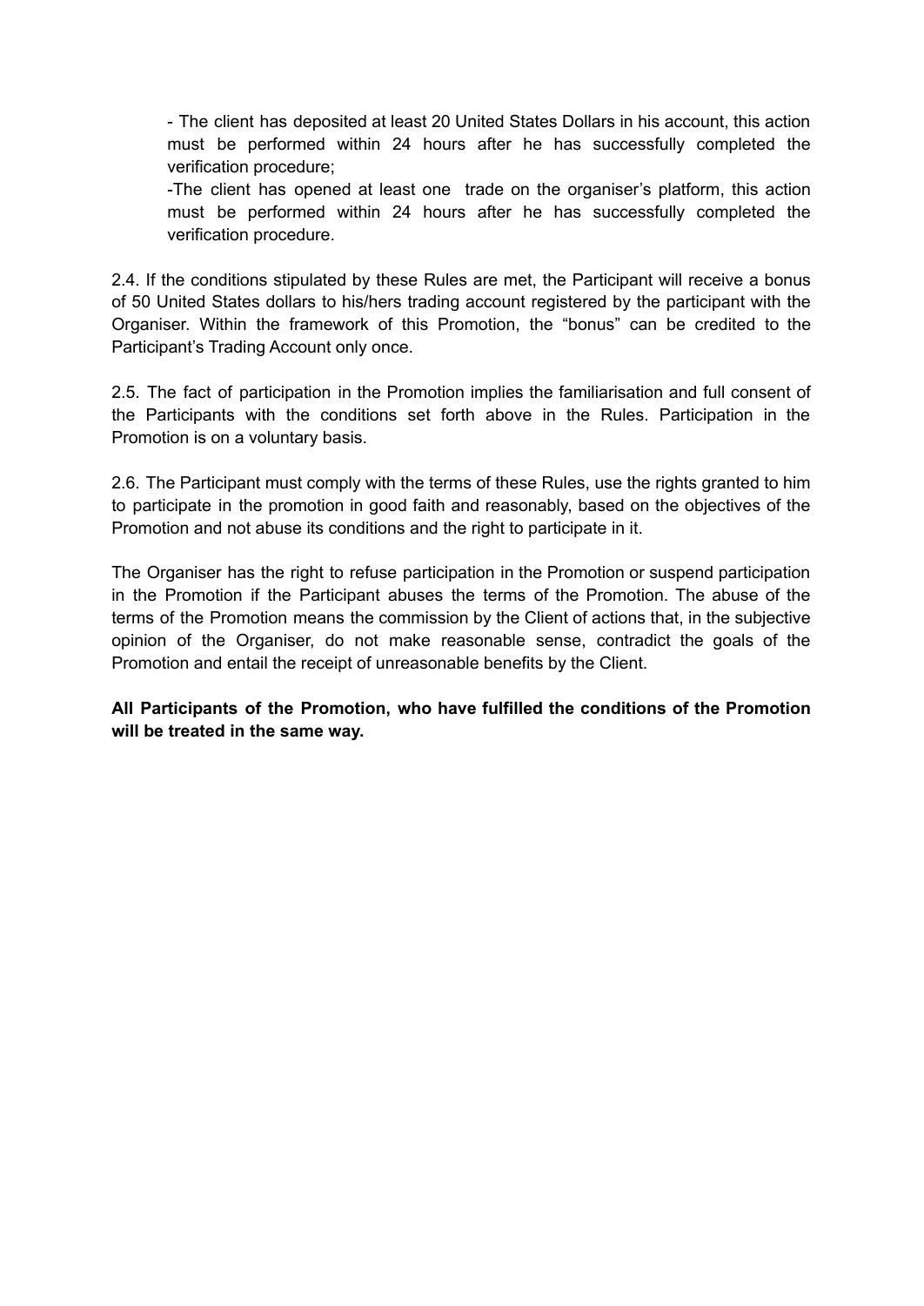- The client has deposited at least 20 United States Dollars in his account, this action must be performed within 24 hours after he has successfully completed the verification procedure;
-The client has opened at least one trade on the organiser's platform, this action must be performed within 24 hours after he has successfully completed the verification procedure.

2.4. If the conditions stipulated by these Rules are met, the Participant will receive a bonus of 50 United States dollars to his/hers trading account registered by the participant with the Organiser. Within the framework of this Promotion, the "bonus" can be credited to the Participant's Trading Account only once.

2.5. The fact of participation in the Promotion implies the familiarisation and full consent of the Participants with the conditions set forth above in the Rules. Participation in the Promotion is on a voluntary basis.

2.6. The Participant must comply with the terms of these Rules, use the rights granted to him to participate in the promotion in good faith and reasonably, based on the objectives of the Promotion and not abuse its conditions and the right to participate in it.

The Organiser has the right to refuse participation in the Promotion or suspend participation in the Promotion if the Participant abuses the terms of the Promotion. The abuse of the terms of the Promotion means the commission by the Client of actions that, in the subjective opinion of the Organiser, do not make reasonable sense, contradict the goals of the Promotion and entail the receipt of unreasonable benefits by the Client.

**All Participants of the Promotion, who have fulfilled the conditions of the Promotion will be treated in the same way.**